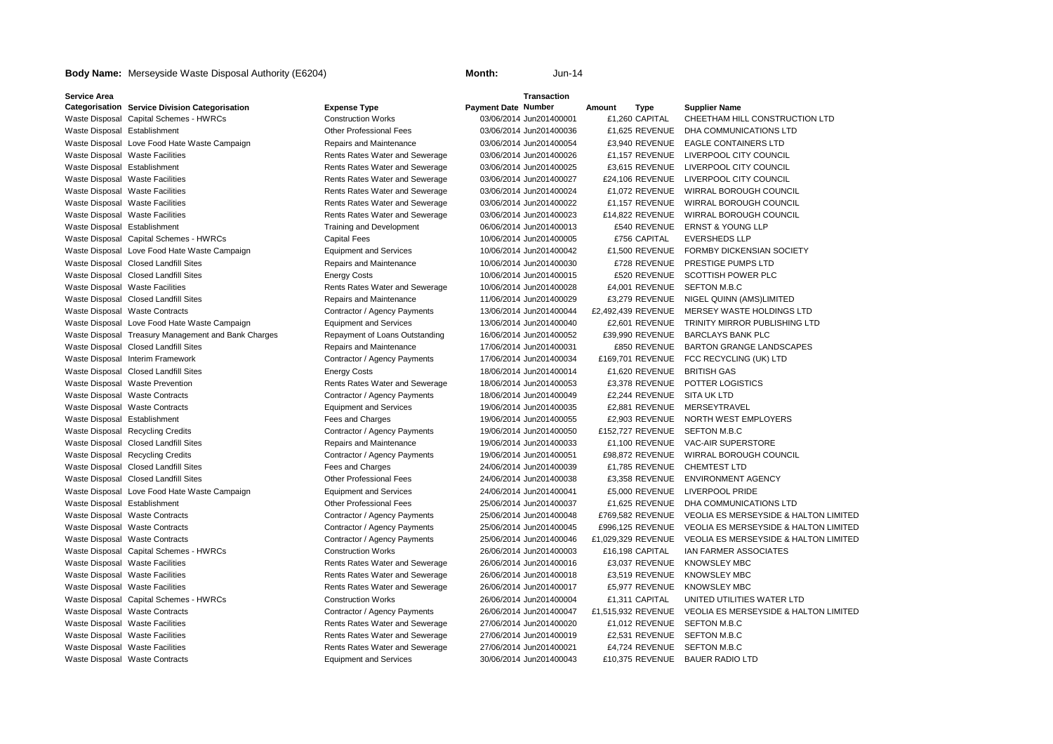**Body Name:** Merseyside Waste Disposal Authority (E6204) **Month:** Jun-14

| Service Area Categorisation | Service Division Categorisation | Expense Type | Payment Date | Transaction Number | Amount | Type | Supplier Name |
|---|---|---|---|---|---|---|---|
| Waste Disposal | Capital Schemes - HWRCs | Construction Works | 03/06/2014 | Jun201400001 | £1,260 | CAPITAL | CHEETHAM HILL CONSTRUCTION LTD |
| Waste Disposal | Establishment | Other Professional Fees | 03/06/2014 | Jun201400036 | £1,625 | REVENUE | DHA COMMUNICATIONS LTD |
| Waste Disposal | Love Food Hate Waste Campaign | Repairs and Maintenance | 03/06/2014 | Jun201400054 | £3,940 | REVENUE | EAGLE CONTAINERS LTD |
| Waste Disposal | Waste Facilities | Rents Rates Water and Sewerage | 03/06/2014 | Jun201400026 | £1,157 | REVENUE | LIVERPOOL CITY COUNCIL |
| Waste Disposal | Establishment | Rents Rates Water and Sewerage | 03/06/2014 | Jun201400025 | £3,615 | REVENUE | LIVERPOOL CITY COUNCIL |
| Waste Disposal | Waste Facilities | Rents Rates Water and Sewerage | 03/06/2014 | Jun201400027 | £24,106 | REVENUE | LIVERPOOL CITY COUNCIL |
| Waste Disposal | Waste Facilities | Rents Rates Water and Sewerage | 03/06/2014 | Jun201400024 | £1,072 | REVENUE | WIRRAL BOROUGH COUNCIL |
| Waste Disposal | Waste Facilities | Rents Rates Water and Sewerage | 03/06/2014 | Jun201400022 | £1,157 | REVENUE | WIRRAL BOROUGH COUNCIL |
| Waste Disposal | Waste Facilities | Rents Rates Water and Sewerage | 03/06/2014 | Jun201400023 | £14,822 | REVENUE | WIRRAL BOROUGH COUNCIL |
| Waste Disposal | Establishment | Training and Development | 06/06/2014 | Jun201400013 | £540 | REVENUE | ERNST & YOUNG LLP |
| Waste Disposal | Capital Schemes - HWRCs | Capital Fees | 10/06/2014 | Jun201400005 | £756 | CAPITAL | EVERSHEDS LLP |
| Waste Disposal | Love Food Hate Waste Campaign | Equipment and Services | 10/06/2014 | Jun201400042 | £1,500 | REVENUE | FORMBY DICKENSIAN SOCIETY |
| Waste Disposal | Closed Landfill Sites | Repairs and Maintenance | 10/06/2014 | Jun201400030 | £728 | REVENUE | PRESTIGE PUMPS LTD |
| Waste Disposal | Closed Landfill Sites | Energy Costs | 10/06/2014 | Jun201400015 | £520 | REVENUE | SCOTTISH POWER PLC |
| Waste Disposal | Waste Facilities | Rents Rates Water and Sewerage | 10/06/2014 | Jun201400028 | £4,001 | REVENUE | SEFTON M.B.C |
| Waste Disposal | Closed Landfill Sites | Repairs and Maintenance | 11/06/2014 | Jun201400029 | £3,279 | REVENUE | NIGEL QUINN (AMS)LIMITED |
| Waste Disposal | Waste Contracts | Contractor / Agency Payments | 13/06/2014 | Jun201400044 | £2,492,439 | REVENUE | MERSEY WASTE HOLDINGS LTD |
| Waste Disposal | Love Food Hate Waste Campaign | Equipment and Services | 13/06/2014 | Jun201400040 | £2,601 | REVENUE | TRINITY MIRROR PUBLISHING LTD |
| Waste Disposal | Treasury Management and Bank Charges | Repayment of Loans Outstanding | 16/06/2014 | Jun201400052 | £39,990 | REVENUE | BARCLAYS BANK PLC |
| Waste Disposal | Closed Landfill Sites | Repairs and Maintenance | 17/06/2014 | Jun201400031 | £850 | REVENUE | BARTON GRANGE LANDSCAPES |
| Waste Disposal | Interim Framework | Contractor / Agency Payments | 17/06/2014 | Jun201400034 | £169,701 | REVENUE | FCC RECYCLING (UK) LTD |
| Waste Disposal | Closed Landfill Sites | Energy Costs | 18/06/2014 | Jun201400014 | £1,620 | REVENUE | BRITISH GAS |
| Waste Disposal | Waste Prevention | Rents Rates Water and Sewerage | 18/06/2014 | Jun201400053 | £3,378 | REVENUE | POTTER LOGISTICS |
| Waste Disposal | Waste Contracts | Contractor / Agency Payments | 18/06/2014 | Jun201400049 | £2,244 | REVENUE | SITA UK LTD |
| Waste Disposal | Waste Contracts | Equipment and Services | 19/06/2014 | Jun201400035 | £2,881 | REVENUE | MERSEYTRAVEL |
| Waste Disposal | Establishment | Fees and Charges | 19/06/2014 | Jun201400055 | £2,903 | REVENUE | NORTH WEST EMPLOYERS |
| Waste Disposal | Recycling Credits | Contractor / Agency Payments | 19/06/2014 | Jun201400050 | £152,727 | REVENUE | SEFTON M.B.C |
| Waste Disposal | Closed Landfill Sites | Repairs and Maintenance | 19/06/2014 | Jun201400033 | £1,100 | REVENUE | VAC-AIR SUPERSTORE |
| Waste Disposal | Recycling Credits | Contractor / Agency Payments | 19/06/2014 | Jun201400051 | £98,872 | REVENUE | WIRRAL BOROUGH COUNCIL |
| Waste Disposal | Closed Landfill Sites | Fees and Charges | 24/06/2014 | Jun201400039 | £1,785 | REVENUE | CHEMTEST LTD |
| Waste Disposal | Closed Landfill Sites | Other Professional Fees | 24/06/2014 | Jun201400038 | £3,358 | REVENUE | ENVIRONMENT AGENCY |
| Waste Disposal | Love Food Hate Waste Campaign | Equipment and Services | 24/06/2014 | Jun201400041 | £5,000 | REVENUE | LIVERPOOL PRIDE |
| Waste Disposal | Establishment | Other Professional Fees | 25/06/2014 | Jun201400037 | £1,625 | REVENUE | DHA COMMUNICATIONS LTD |
| Waste Disposal | Waste Contracts | Contractor / Agency Payments | 25/06/2014 | Jun201400048 | £769,582 | REVENUE | VEOLIA ES MERSEYSIDE & HALTON LIMITED |
| Waste Disposal | Waste Contracts | Contractor / Agency Payments | 25/06/2014 | Jun201400045 | £996,125 | REVENUE | VEOLIA ES MERSEYSIDE & HALTON LIMITED |
| Waste Disposal | Waste Contracts | Contractor / Agency Payments | 25/06/2014 | Jun201400046 | £1,029,329 | REVENUE | VEOLIA ES MERSEYSIDE & HALTON LIMITED |
| Waste Disposal | Capital Schemes - HWRCs | Construction Works | 26/06/2014 | Jun201400003 | £16,198 | CAPITAL | IAN FARMER ASSOCIATES |
| Waste Disposal | Waste Facilities | Rents Rates Water and Sewerage | 26/06/2014 | Jun201400016 | £3,037 | REVENUE | KNOWSLEY MBC |
| Waste Disposal | Waste Facilities | Rents Rates Water and Sewerage | 26/06/2014 | Jun201400018 | £3,519 | REVENUE | KNOWSLEY MBC |
| Waste Disposal | Waste Facilities | Rents Rates Water and Sewerage | 26/06/2014 | Jun201400017 | £5,977 | REVENUE | KNOWSLEY MBC |
| Waste Disposal | Capital Schemes - HWRCs | Construction Works | 26/06/2014 | Jun201400004 | £1,311 | CAPITAL | UNITED UTILITIES WATER LTD |
| Waste Disposal | Waste Contracts | Contractor / Agency Payments | 26/06/2014 | Jun201400047 | £1,515,932 | REVENUE | VEOLIA ES MERSEYSIDE & HALTON LIMITED |
| Waste Disposal | Waste Facilities | Rents Rates Water and Sewerage | 27/06/2014 | Jun201400020 | £1,012 | REVENUE | SEFTON M.B.C |
| Waste Disposal | Waste Facilities | Rents Rates Water and Sewerage | 27/06/2014 | Jun201400019 | £2,531 | REVENUE | SEFTON M.B.C |
| Waste Disposal | Waste Facilities | Rents Rates Water and Sewerage | 27/06/2014 | Jun201400021 | £4,724 | REVENUE | SEFTON M.B.C |
| Waste Disposal | Waste Contracts | Equipment and Services | 30/06/2014 | Jun201400043 | £10,375 | REVENUE | BAUER RADIO LTD |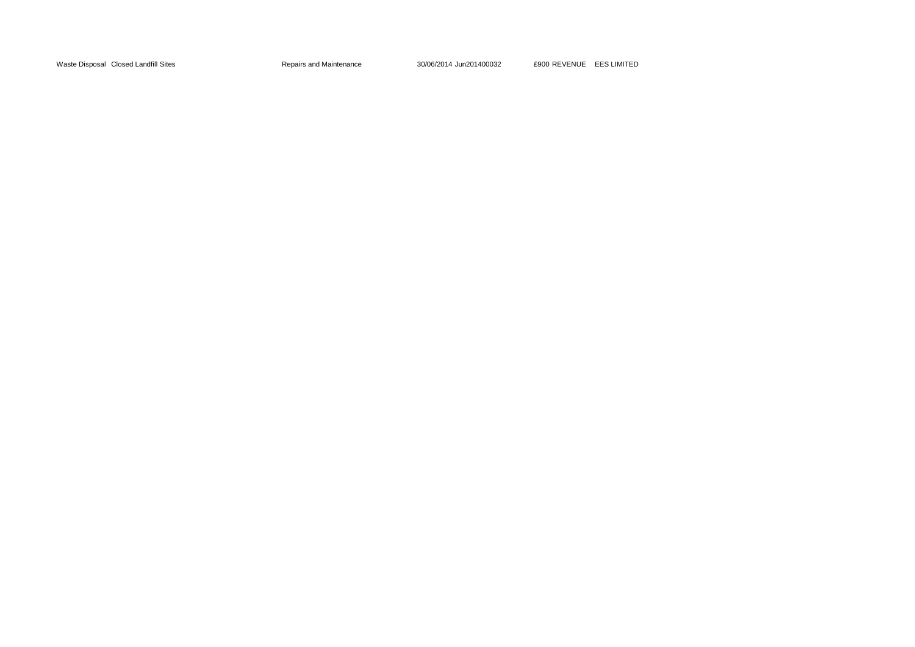| | | | | | | | |
|---|---|---|---|---|---|---|---|
| Waste Disposal | Closed Landfill Sites | Repairs and Maintenance | 30/06/2014 | Jun201400032 | £900 | REVENUE | EES LIMITED |